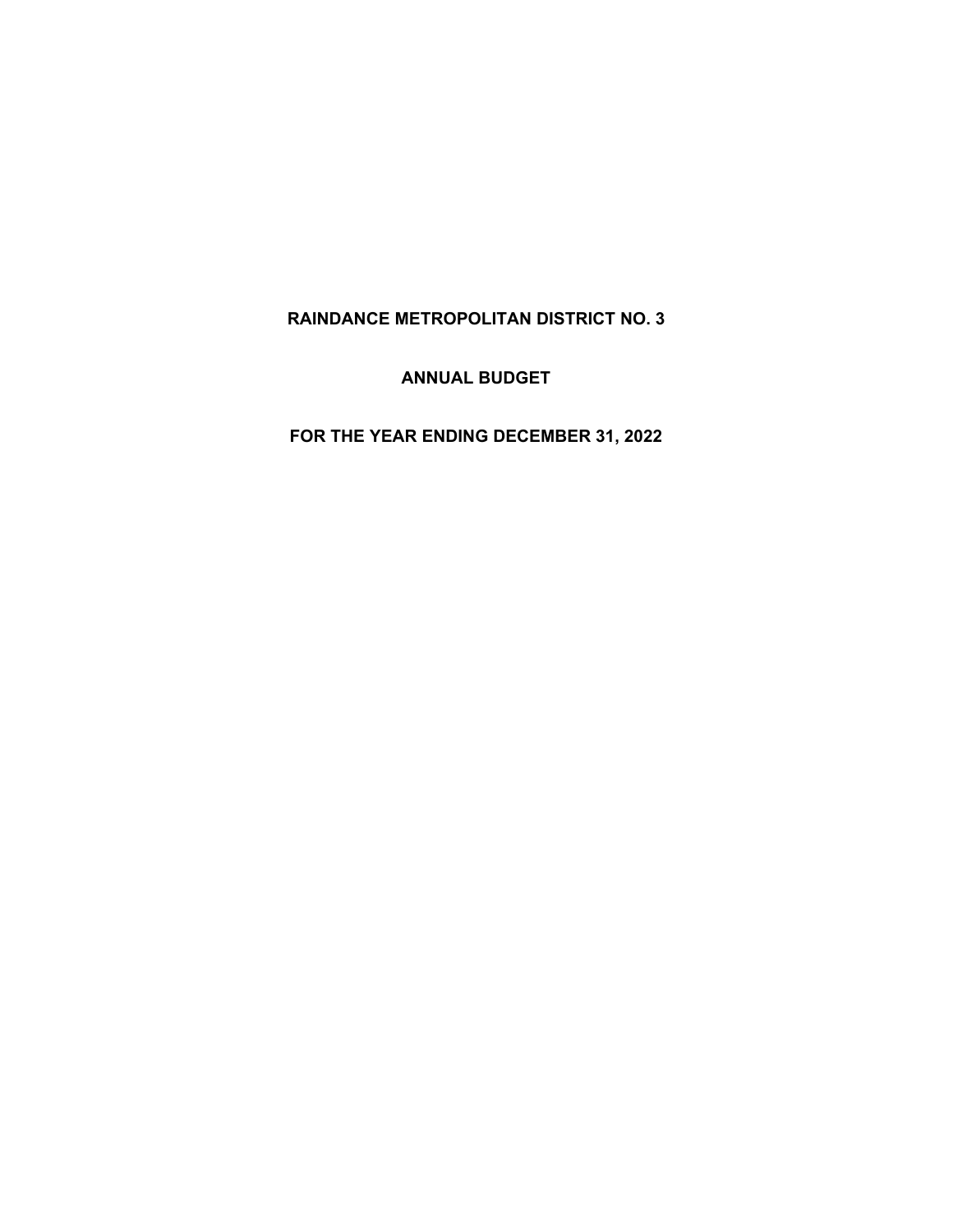# RAINDANCE METROPOLITAN DISTRICT NO. 3

## ANNUAL BUDGET

## FOR THE YEAR ENDING DECEMBER 31, 2022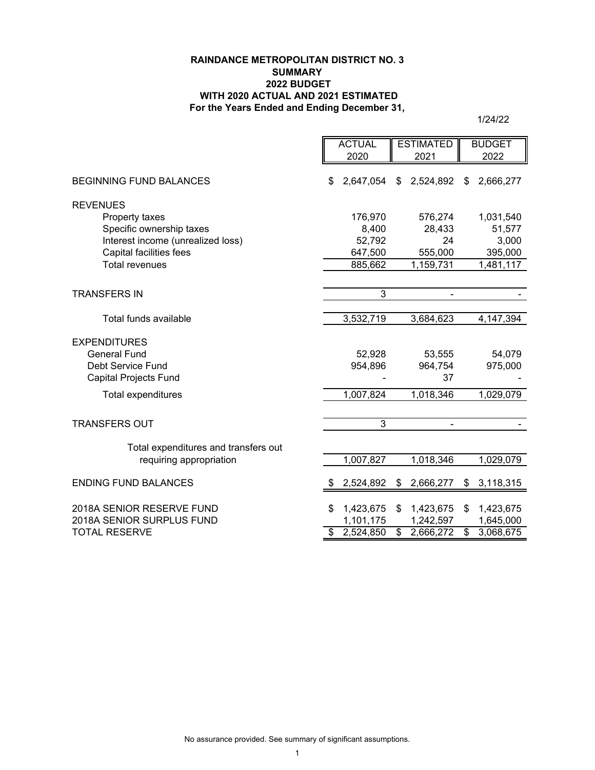**RAINDANCE METROPOLITAN DISTRICT NO. 3**
**SUMMARY**
**2022 BUDGET**
**WITH 2020 ACTUAL AND 2021 ESTIMATED**
**For the Years Ended and Ending December 31,**

1/24/22

| | ACTUAL 2020 | ESTIMATED 2021 | BUDGET 2022 |
|---|---|---|---|
| BEGINNING FUND BALANCES | $ 2,647,054 | $ 2,524,892 | $ 2,666,277 |
| REVENUES | | | |
| Property taxes | 176,970 | 576,274 | 1,031,540 |
| Specific ownership taxes | 8,400 | 28,433 | 51,577 |
| Interest income (unrealized loss) | 52,792 | 24 | 3,000 |
| Capital facilities fees | 647,500 | 555,000 | 395,000 |
| Total revenues | 885,662 | 1,159,731 | 1,481,117 |
| TRANSFERS IN | 3 | - | - |
| Total funds available | 3,532,719 | 3,684,623 | 4,147,394 |
| EXPENDITURES | | | |
| General Fund | 52,928 | 53,555 | 54,079 |
| Debt Service Fund | 954,896 | 964,754 | 975,000 |
| Capital Projects Fund | - | 37 | - |
| Total expenditures | 1,007,824 | 1,018,346 | 1,029,079 |
| TRANSFERS OUT | 3 | - | - |
| Total expenditures and transfers out requiring appropriation | 1,007,827 | 1,018,346 | 1,029,079 |
| ENDING FUND BALANCES | $ 2,524,892 | $ 2,666,277 | $ 3,118,315 |
| 2018A SENIOR RESERVE FUND | $ 1,423,675 | $ 1,423,675 | $ 1,423,675 |
| 2018A SENIOR SURPLUS FUND | 1,101,175 | 1,242,597 | 1,645,000 |
| TOTAL RESERVE | $ 2,524,850 | $ 2,666,272 | $ 3,068,675 |

No assurance provided. See summary of significant assumptions.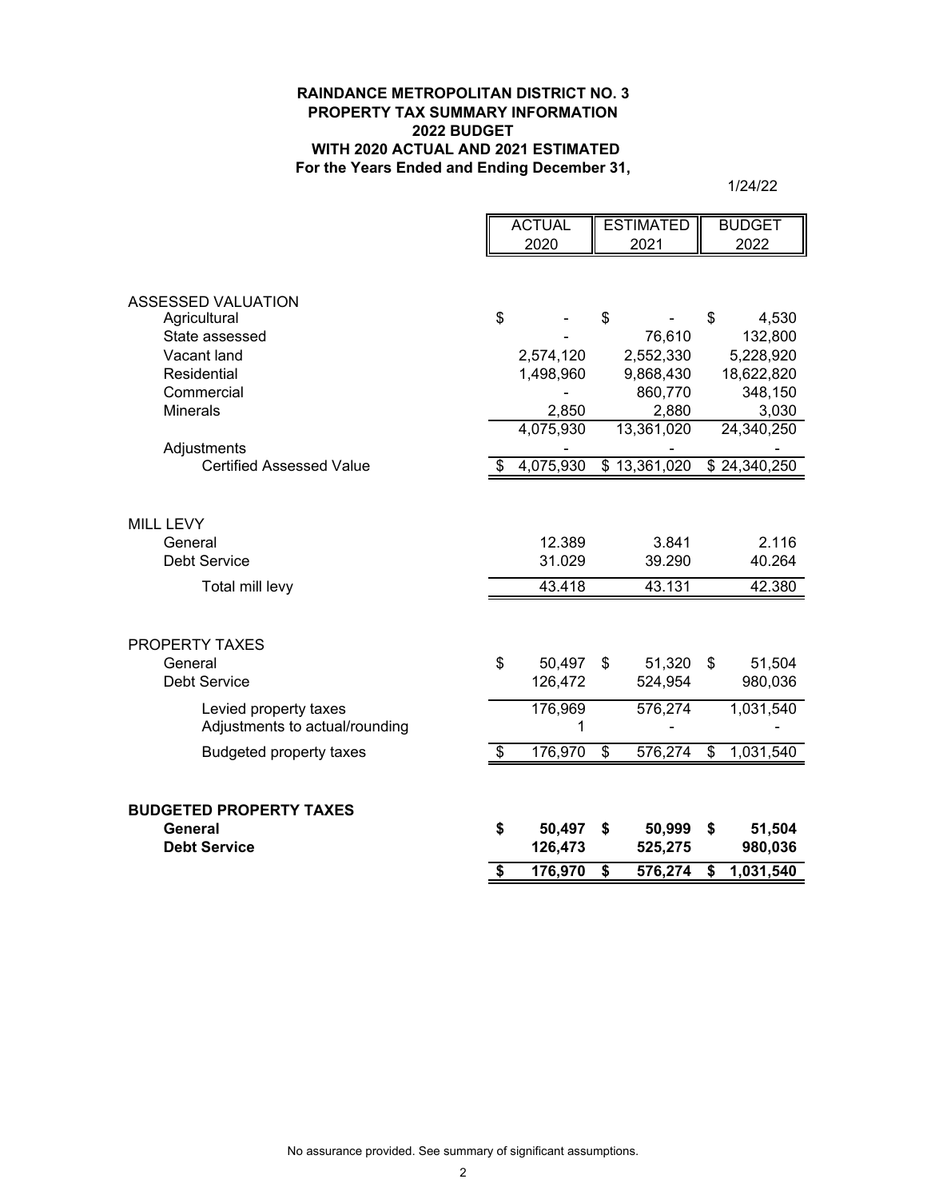**RAINDANCE METROPOLITAN DISTRICT NO. 3**
**PROPERTY TAX SUMMARY INFORMATION**
**2022 BUDGET**
**WITH 2020 ACTUAL AND 2021 ESTIMATED**
**For the Years Ended and Ending December 31,**

1/24/22

| | ACTUAL 2020 | ESTIMATED 2021 | BUDGET 2022 |
|---|---|---|---|
| ASSESSED VALUATION | | | |
| Agricultural | $ - | $ - | $ 4,530 |
| State assessed | - | 76,610 | 132,800 |
| Vacant land | 2,574,120 | 2,552,330 | 5,228,920 |
| Residential | 1,498,960 | 9,868,430 | 18,622,820 |
| Commercial | - | 860,770 | 348,150 |
| Minerals | 2,850 | 2,880 | 3,030 |
| | 4,075,930 | 13,361,020 | 24,340,250 |
| Adjustments | - | - | - |
| Certified Assessed Value | $ 4,075,930 | $ 13,361,020 | $ 24,340,250 |
| MILL LEVY | | | |
| General | 12.389 | 3.841 | 2.116 |
| Debt Service | 31.029 | 39.290 | 40.264 |
| Total mill levy | 43.418 | 43.131 | 42.380 |
| PROPERTY TAXES | | | |
| General | $ 50,497 | $ 51,320 | $ 51,504 |
| Debt Service | 126,472 | 524,954 | 980,036 |
| Levied property taxes | 176,969 | 576,274 | 1,031,540 |
| Adjustments to actual/rounding | 1 | - | - |
| Budgeted property taxes | $ 176,970 | $ 576,274 | $ 1,031,540 |
| **BUDGETED PROPERTY TAXES** | | | |
| **General** | **$ 50,497** | **$ 50,999** | **$ 51,504** |
| **Debt Service** | **126,473** | **525,275** | **980,036** |
| | **$ 176,970** | **$ 576,274** | **$ 1,031,540** |

No assurance provided. See summary of significant assumptions.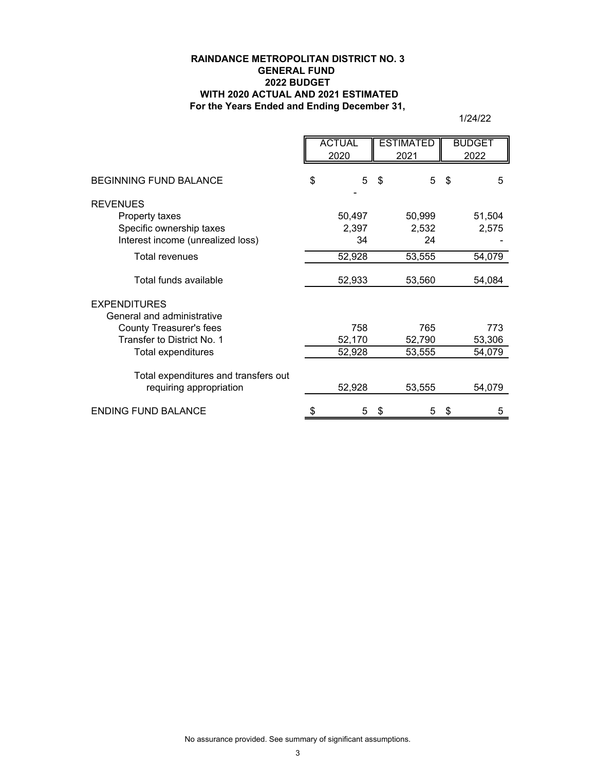**RAINDANCE METROPOLITAN DISTRICT NO. 3**
**GENERAL FUND**
**2022 BUDGET**
**WITH 2020 ACTUAL AND 2021 ESTIMATED**
**For the Years Ended and Ending December 31,**

1/24/22

| | ACTUAL 2020 | ESTIMATED 2021 | BUDGET 2022 |
|---|---|---|---|
| BEGINNING FUND BALANCE | $ 5 | $ 5 | $ 5 |
| REVENUES | | | |
| Property taxes | 50,497 | 50,999 | 51,504 |
| Specific ownership taxes | 2,397 | 2,532 | 2,575 |
| Interest income (unrealized loss) | 34 | 24 | - |
| Total revenues | 52,928 | 53,555 | 54,079 |
| Total funds available | 52,933 | 53,560 | 54,084 |
| EXPENDITURES | | | |
| General and administrative | | | |
| County Treasurer's fees | 758 | 765 | 773 |
| Transfer to District No. 1 | 52,170 | 52,790 | 53,306 |
| Total expenditures | 52,928 | 53,555 | 54,079 |
| Total expenditures and transfers out requiring appropriation | 52,928 | 53,555 | 54,079 |
| ENDING FUND BALANCE | $ 5 | $ 5 | $ 5 |

No assurance provided. See summary of significant assumptions.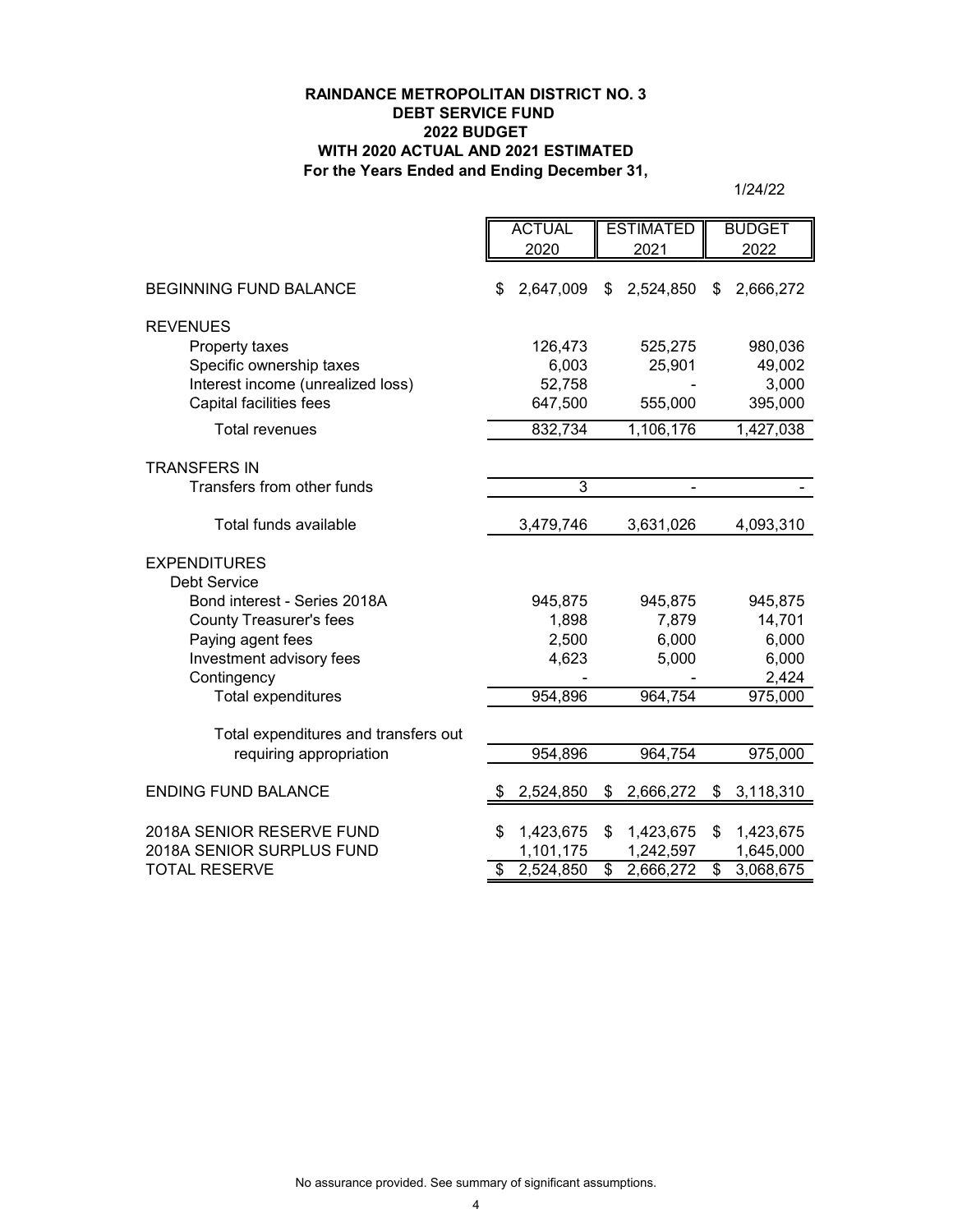**RAINDANCE METROPOLITAN DISTRICT NO. 3**
**DEBT SERVICE FUND**
**2022 BUDGET**
**WITH 2020 ACTUAL AND 2021 ESTIMATED**
**For the Years Ended and Ending December 31,**

1/24/22

| | ACTUAL 2020 | ESTIMATED 2021 | BUDGET 2022 |
|---|---|---|---|
| BEGINNING FUND BALANCE | $ 2,647,009 | $ 2,524,850 | $ 2,666,272 |
| REVENUES | | | |
| Property taxes | 126,473 | 525,275 | 980,036 |
| Specific ownership taxes | 6,003 | 25,901 | 49,002 |
| Interest income (unrealized loss) | 52,758 | - | 3,000 |
| Capital facilities fees | 647,500 | 555,000 | 395,000 |
| Total revenues | 832,734 | 1,106,176 | 1,427,038 |
| TRANSFERS IN | | | |
| Transfers from other funds | 3 | - | - |
| Total funds available | 3,479,746 | 3,631,026 | 4,093,310 |
| EXPENDITURES | | | |
| Debt Service | | | |
| Bond interest - Series 2018A | 945,875 | 945,875 | 945,875 |
| County Treasurer's fees | 1,898 | 7,879 | 14,701 |
| Paying agent fees | 2,500 | 6,000 | 6,000 |
| Investment advisory fees | 4,623 | 5,000 | 6,000 |
| Contingency | - | - | 2,424 |
| Total expenditures | 954,896 | 964,754 | 975,000 |
| Total expenditures and transfers out requiring appropriation | 954,896 | 964,754 | 975,000 |
| ENDING FUND BALANCE | $ 2,524,850 | $ 2,666,272 | $ 3,118,310 |
| 2018A SENIOR RESERVE FUND | $ 1,423,675 | $ 1,423,675 | $ 1,423,675 |
| 2018A SENIOR SURPLUS FUND | 1,101,175 | 1,242,597 | 1,645,000 |
| TOTAL RESERVE | $ 2,524,850 | $ 2,666,272 | $ 3,068,675 |

No assurance provided. See summary of significant assumptions.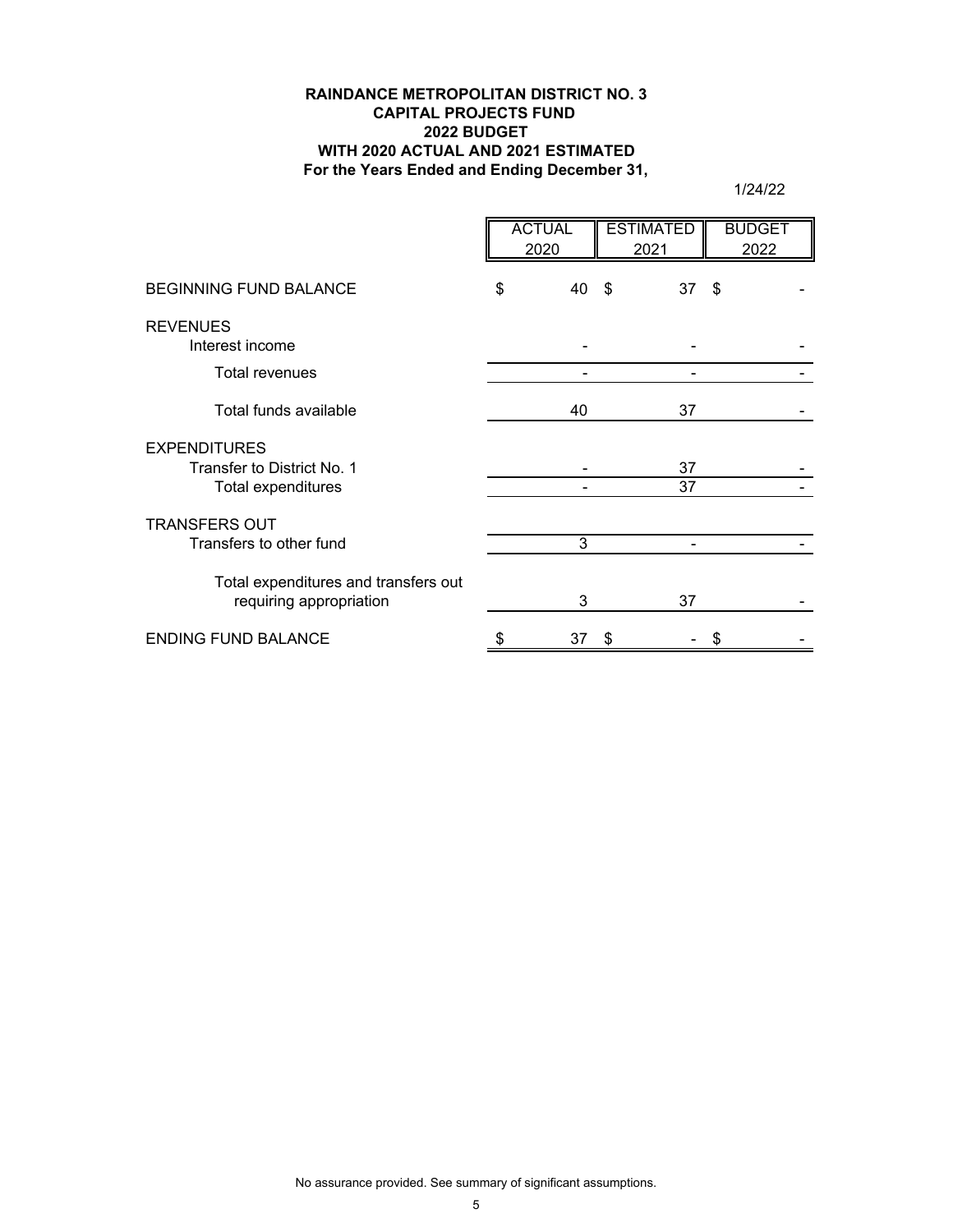**RAINDANCE METROPOLITAN DISTRICT NO. 3**
**CAPITAL PROJECTS FUND**
**2022 BUDGET**
**WITH 2020 ACTUAL AND 2021 ESTIMATED**
**For the Years Ended and Ending December 31,**

1/24/22

| | ACTUAL 2020 | ESTIMATED 2021 | BUDGET 2022 |
|---|---|---|---|
| BEGINNING FUND BALANCE | $ 40 | $ 37 | $ - |
| REVENUES | | | |
| Interest income | - | - | - |
| Total revenues | - | - | - |
| Total funds available | 40 | 37 | - |
| EXPENDITURES | | | |
| Transfer to District No. 1 | - | 37 | - |
| Total expenditures | - | 37 | - |
| TRANSFERS OUT | | | |
| Transfers to other fund | 3 | - | - |
| Total expenditures and transfers out requiring appropriation | 3 | 37 | - |
| ENDING FUND BALANCE | $ 37 | $ - | $ - |

No assurance provided. See summary of significant assumptions.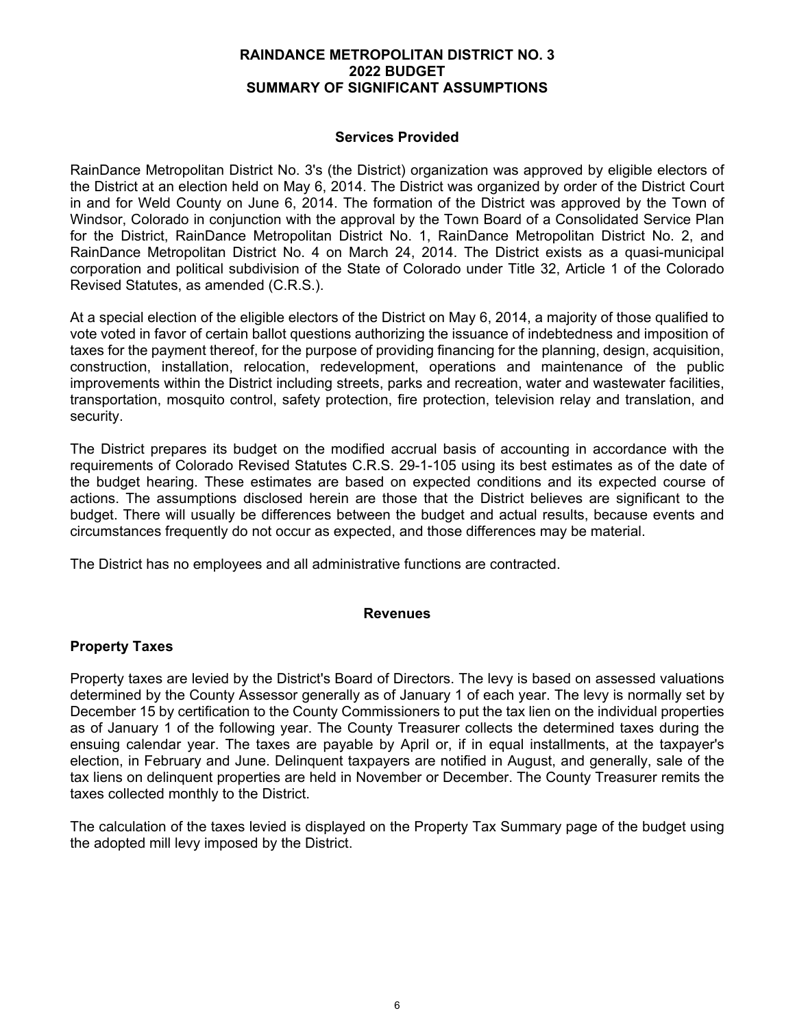# RAINDANCE METROPOLITAN DISTRICT NO. 3
# 2022 BUDGET
# SUMMARY OF SIGNIFICANT ASSUMPTIONS

## Services Provided

RainDance Metropolitan District No. 3's (the District) organization was approved by eligible electors of the District at an election held on May 6, 2014. The District was organized by order of the District Court in and for Weld County on June 6, 2014. The formation of the District was approved by the Town of Windsor, Colorado in conjunction with the approval by the Town Board of a Consolidated Service Plan for the District, RainDance Metropolitan District No. 1, RainDance Metropolitan District No. 2, and RainDance Metropolitan District No. 4 on March 24, 2014. The District exists as a quasi-municipal corporation and political subdivision of the State of Colorado under Title 32, Article 1 of the Colorado Revised Statutes, as amended (C.R.S.).

At a special election of the eligible electors of the District on May 6, 2014, a majority of those qualified to vote voted in favor of certain ballot questions authorizing the issuance of indebtedness and imposition of taxes for the payment thereof, for the purpose of providing financing for the planning, design, acquisition, construction, installation, relocation, redevelopment, operations and maintenance of the public improvements within the District including streets, parks and recreation, water and wastewater facilities, transportation, mosquito control, safety protection, fire protection, television relay and translation, and security.

The District prepares its budget on the modified accrual basis of accounting in accordance with the requirements of Colorado Revised Statutes C.R.S. 29-1-105 using its best estimates as of the date of the budget hearing. These estimates are based on expected conditions and its expected course of actions. The assumptions disclosed herein are those that the District believes are significant to the budget. There will usually be differences between the budget and actual results, because events and circumstances frequently do not occur as expected, and those differences may be material.

The District has no employees and all administrative functions are contracted.

## Revenues

### Property Taxes

Property taxes are levied by the District's Board of Directors. The levy is based on assessed valuations determined by the County Assessor generally as of January 1 of each year. The levy is normally set by December 15 by certification to the County Commissioners to put the tax lien on the individual properties as of January 1 of the following year. The County Treasurer collects the determined taxes during the ensuing calendar year. The taxes are payable by April or, if in equal installments, at the taxpayer's election, in February and June. Delinquent taxpayers are notified in August, and generally, sale of the tax liens on delinquent properties are held in November or December. The County Treasurer remits the taxes collected monthly to the District.

The calculation of the taxes levied is displayed on the Property Tax Summary page of the budget using the adopted mill levy imposed by the District.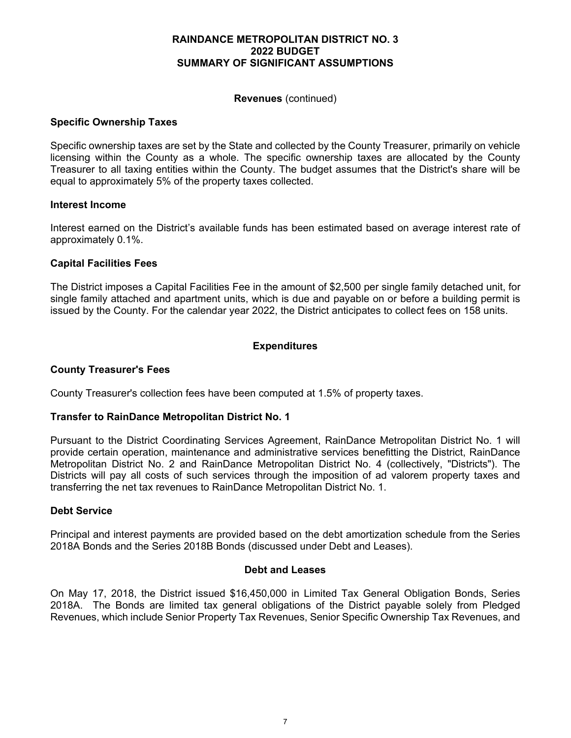**RAINDANCE METROPOLITAN DISTRICT NO. 3**
**2022 BUDGET**
**SUMMARY OF SIGNIFICANT ASSUMPTIONS**

**Revenues** (continued)

### Specific Ownership Taxes

Specific ownership taxes are set by the State and collected by the County Treasurer, primarily on vehicle licensing within the County as a whole. The specific ownership taxes are allocated by the County Treasurer to all taxing entities within the County. The budget assumes that the District's share will be equal to approximately 5% of the property taxes collected.

### Interest Income

Interest earned on the District's available funds has been estimated based on average interest rate of approximately 0.1%.

### Capital Facilities Fees

The District imposes a Capital Facilities Fee in the amount of $2,500 per single family detached unit, for single family attached and apartment units, which is due and payable on or before a building permit is issued by the County. For the calendar year 2022, the District anticipates to collect fees on 158 units.

## Expenditures

### County Treasurer's Fees

County Treasurer's collection fees have been computed at 1.5% of property taxes.

### Transfer to RainDance Metropolitan District No. 1

Pursuant to the District Coordinating Services Agreement, RainDance Metropolitan District No. 1 will provide certain operation, maintenance and administrative services benefitting the District, RainDance Metropolitan District No. 2 and RainDance Metropolitan District No. 4 (collectively, "Districts"). The Districts will pay all costs of such services through the imposition of ad valorem property taxes and transferring the net tax revenues to RainDance Metropolitan District No. 1.

### Debt Service

Principal and interest payments are provided based on the debt amortization schedule from the Series 2018A Bonds and the Series 2018B Bonds (discussed under Debt and Leases).

## Debt and Leases

On May 17, 2018, the District issued $16,450,000 in Limited Tax General Obligation Bonds, Series 2018A. The Bonds are limited tax general obligations of the District payable solely from Pledged Revenues, which include Senior Property Tax Revenues, Senior Specific Ownership Tax Revenues, and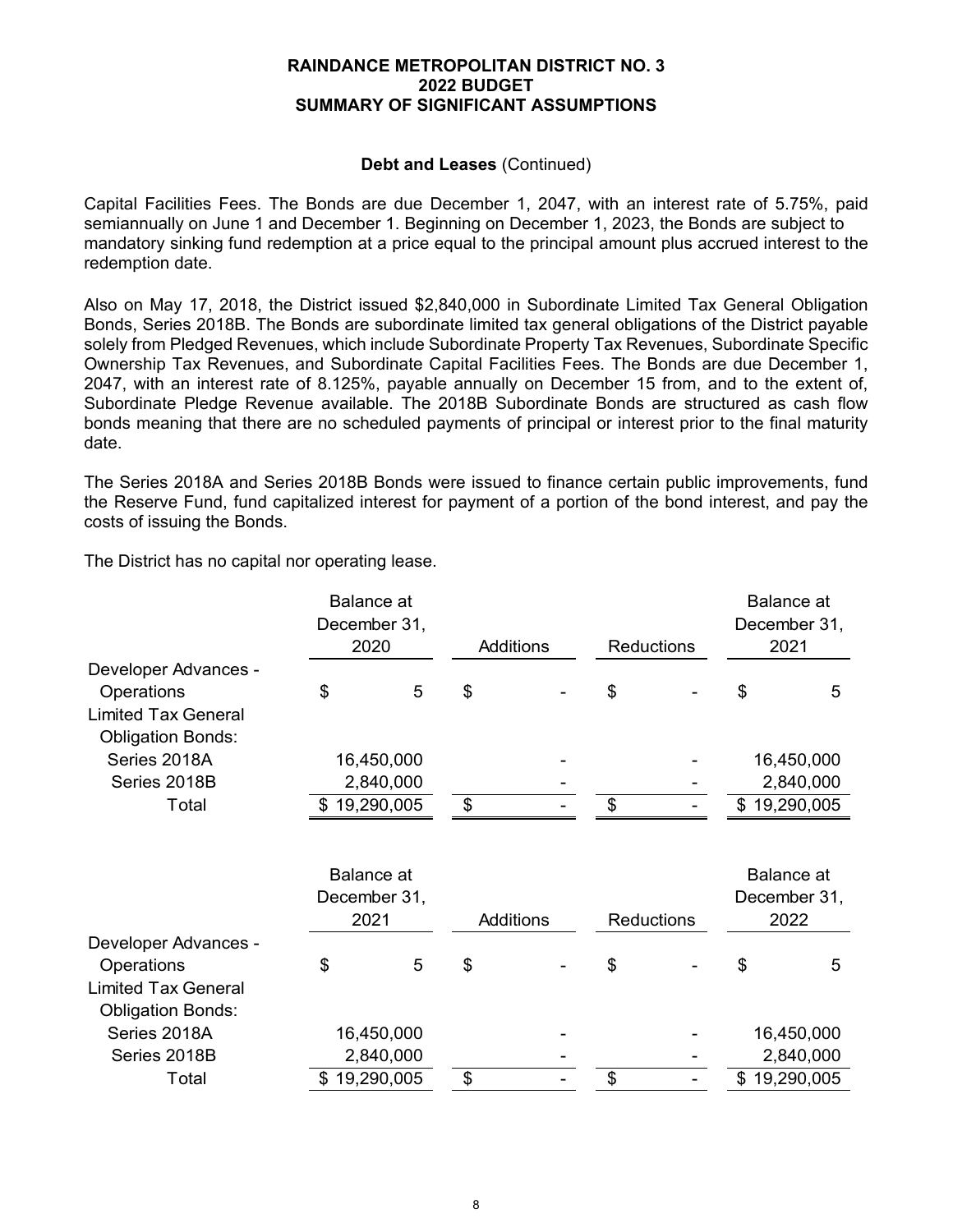**RAINDANCE METROPOLITAN DISTRICT NO. 3**
**2022 BUDGET**
**SUMMARY OF SIGNIFICANT ASSUMPTIONS**

**Debt and Leases** (Continued)

Capital Facilities Fees. The Bonds are due December 1, 2047, with an interest rate of 5.75%, paid semiannually on June 1 and December 1. Beginning on December 1, 2023, the Bonds are subject to mandatory sinking fund redemption at a price equal to the principal amount plus accrued interest to the redemption date.

Also on May 17, 2018, the District issued $2,840,000 in Subordinate Limited Tax General Obligation Bonds, Series 2018B. The Bonds are subordinate limited tax general obligations of the District payable solely from Pledged Revenues, which include Subordinate Property Tax Revenues, Subordinate Specific Ownership Tax Revenues, and Subordinate Capital Facilities Fees. The Bonds are due December 1, 2047, with an interest rate of 8.125%, payable annually on December 15 from, and to the extent of, Subordinate Pledge Revenue available. The 2018B Subordinate Bonds are structured as cash flow bonds meaning that there are no scheduled payments of principal or interest prior to the final maturity date.

The Series 2018A and Series 2018B Bonds were issued to finance certain public improvements, fund the Reserve Fund, fund capitalized interest for payment of a portion of the bond interest, and pay the costs of issuing the Bonds.

The District has no capital nor operating lease.

| | Balance at December 31, 2020 | Additions | Reductions | Balance at December 31, 2021 |
|---|---|---|---|---|
| Developer Advances - Operations | $ 5 | $ - | $ - | $ 5 |
| Limited Tax General Obligation Bonds: | | | | |
| Series 2018A | 16,450,000 | - | - | 16,450,000 |
| Series 2018B | 2,840,000 | - | - | 2,840,000 |
| Total | $ 19,290,005 | $ - | $ - | $ 19,290,005 |

| | Balance at December 31, 2021 | Additions | Reductions | Balance at December 31, 2022 |
|---|---|---|---|---|
| Developer Advances - Operations | $ 5 | $ - | $ - | $ 5 |
| Limited Tax General Obligation Bonds: | | | | |
| Series 2018A | 16,450,000 | - | - | 16,450,000 |
| Series 2018B | 2,840,000 | - | - | 2,840,000 |
| Total | $ 19,290,005 | $ - | $ - | $ 19,290,005 |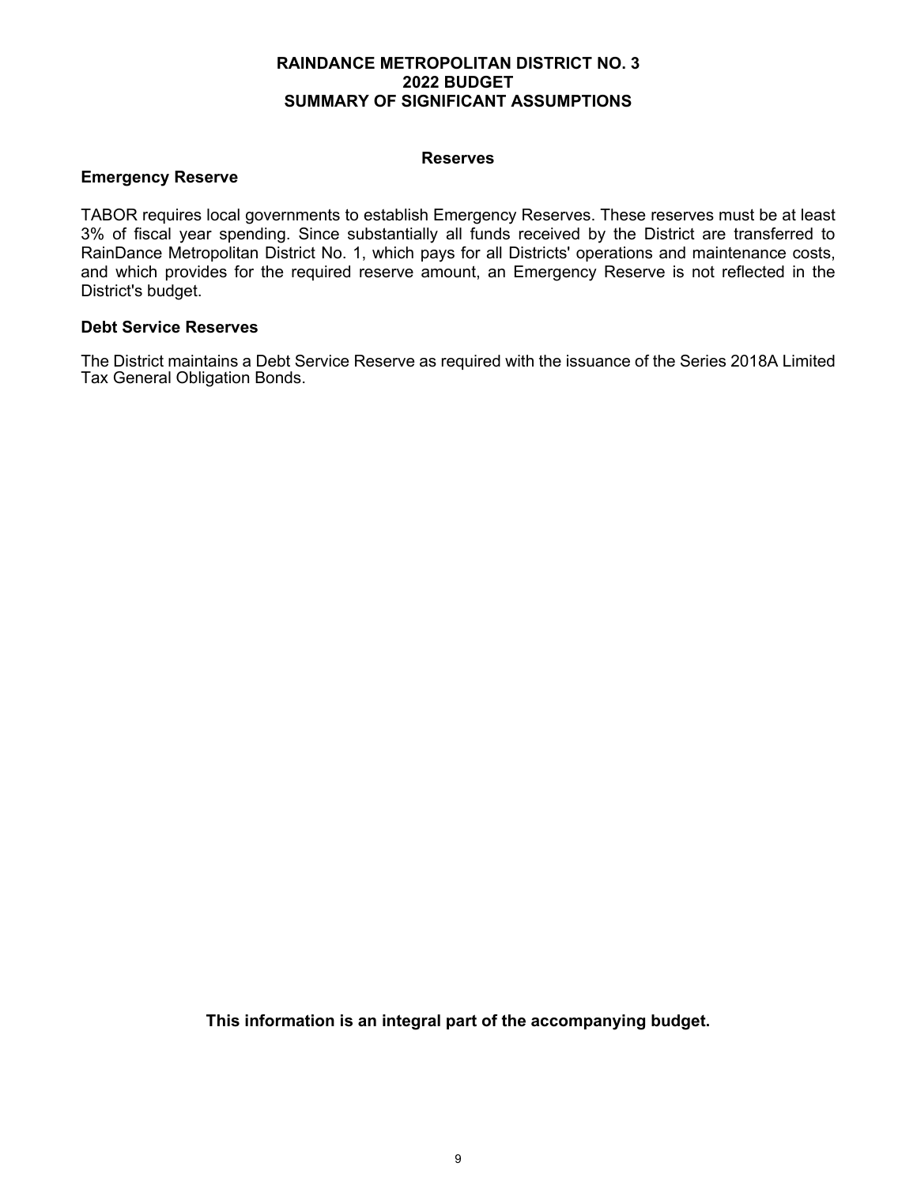# RAINDANCE METROPOLITAN DISTRICT NO. 3
## 2022 BUDGET
## SUMMARY OF SIGNIFICANT ASSUMPTIONS

### Reserves

**Emergency Reserve**

TABOR requires local governments to establish Emergency Reserves. These reserves must be at least 3% of fiscal year spending. Since substantially all funds received by the District are transferred to RainDance Metropolitan District No. 1, which pays for all Districts' operations and maintenance costs, and which provides for the required reserve amount, an Emergency Reserve is not reflected in the District's budget.

**Debt Service Reserves**

The District maintains a Debt Service Reserve as required with the issuance of the Series 2018A Limited Tax General Obligation Bonds.

**This information is an integral part of the accompanying budget.**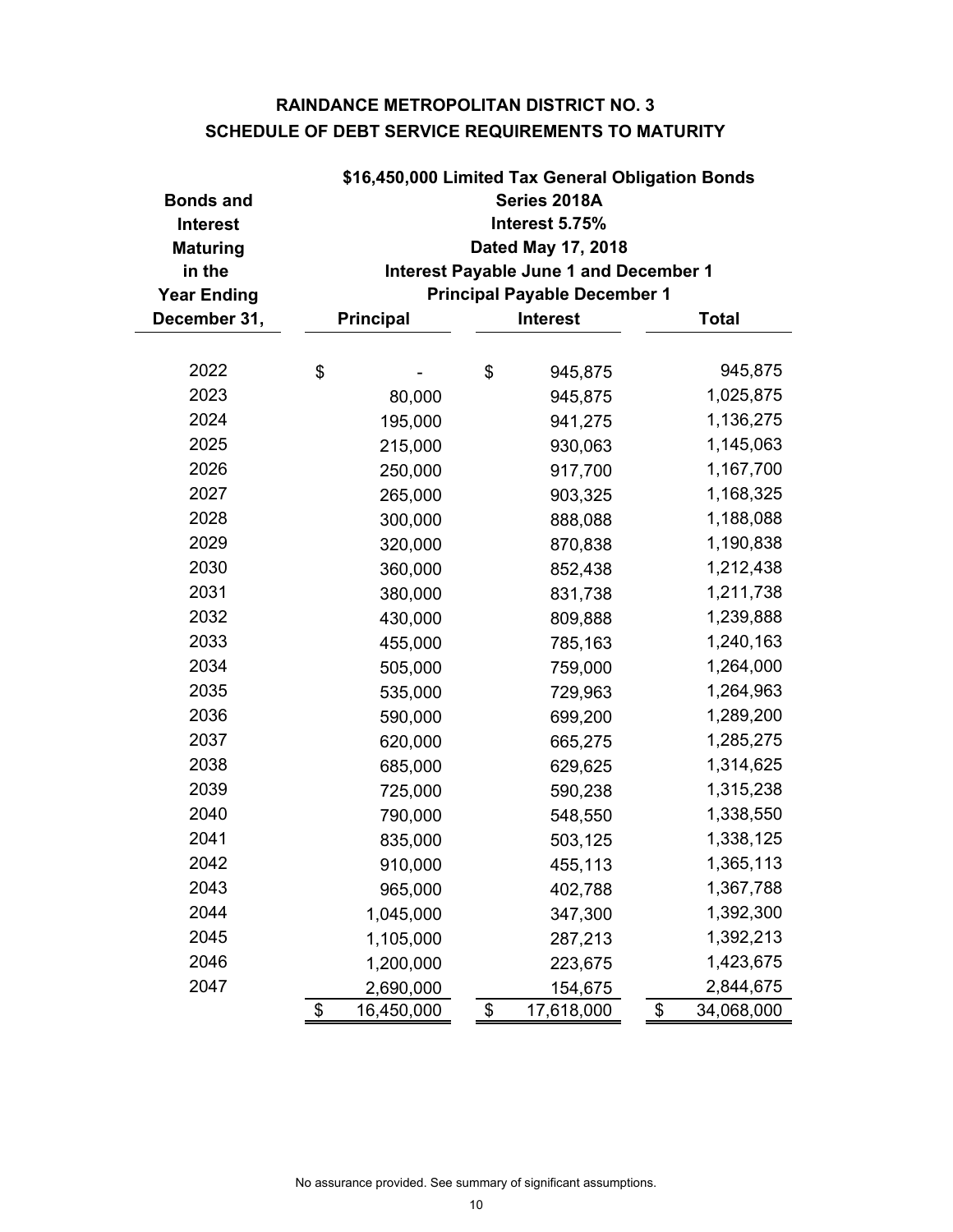# RAINDANCE METROPOLITAN DISTRICT NO. 3
## SCHEDULE OF DEBT SERVICE REQUIREMENTS TO MATURITY

| Bonds and Interest Maturing in the Year Ending December 31, | $16,450,000 Limited Tax General Obligation Bonds Series 2018A Interest 5.75% Dated May 17, 2018 Interest Payable June 1 and December 1 Principal Payable December 1 | | |
|---|---|---|---|
| | **Principal** | **Interest** | **Total** |
| 2022 | $ - | $ 945,875 | 945,875 |
| 2023 | 80,000 | 945,875 | 1,025,875 |
| 2024 | 195,000 | 941,275 | 1,136,275 |
| 2025 | 215,000 | 930,063 | 1,145,063 |
| 2026 | 250,000 | 917,700 | 1,167,700 |
| 2027 | 265,000 | 903,325 | 1,168,325 |
| 2028 | 300,000 | 888,088 | 1,188,088 |
| 2029 | 320,000 | 870,838 | 1,190,838 |
| 2030 | 360,000 | 852,438 | 1,212,438 |
| 2031 | 380,000 | 831,738 | 1,211,738 |
| 2032 | 430,000 | 809,888 | 1,239,888 |
| 2033 | 455,000 | 785,163 | 1,240,163 |
| 2034 | 505,000 | 759,000 | 1,264,000 |
| 2035 | 535,000 | 729,963 | 1,264,963 |
| 2036 | 590,000 | 699,200 | 1,289,200 |
| 2037 | 620,000 | 665,275 | 1,285,275 |
| 2038 | 685,000 | 629,625 | 1,314,625 |
| 2039 | 725,000 | 590,238 | 1,315,238 |
| 2040 | 790,000 | 548,550 | 1,338,550 |
| 2041 | 835,000 | 503,125 | 1,338,125 |
| 2042 | 910,000 | 455,113 | 1,365,113 |
| 2043 | 965,000 | 402,788 | 1,367,788 |
| 2044 | 1,045,000 | 347,300 | 1,392,300 |
| 2045 | 1,105,000 | 287,213 | 1,392,213 |
| 2046 | 1,200,000 | 223,675 | 1,423,675 |
| 2047 | 2,690,000 | 154,675 | 2,844,675 |
| | $ 16,450,000 | $ 17,618,000 | $ 34,068,000 |

No assurance provided. See summary of significant assumptions.